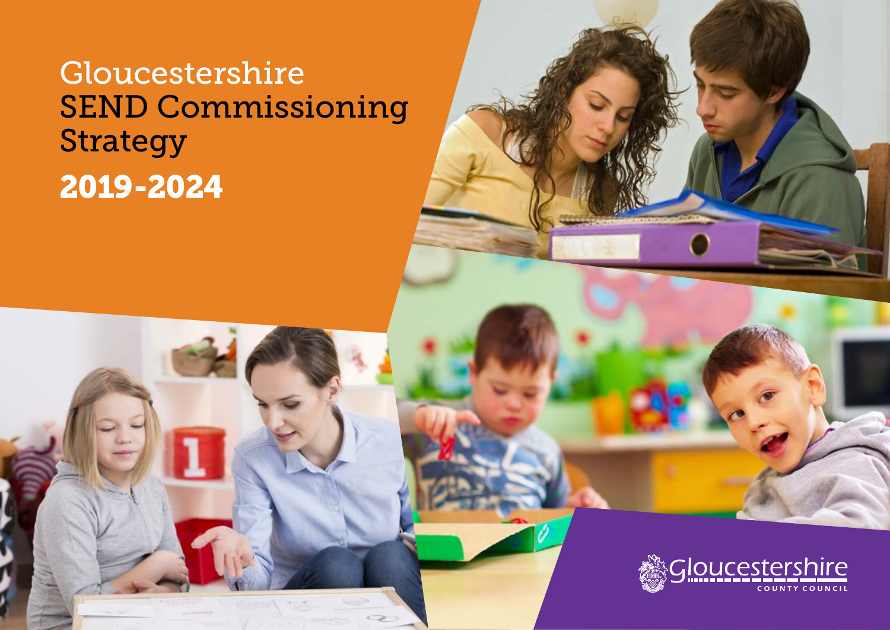# Gloucestershire SEND Commissioning Strategy

## 2019-2024

Gloucestershire County Council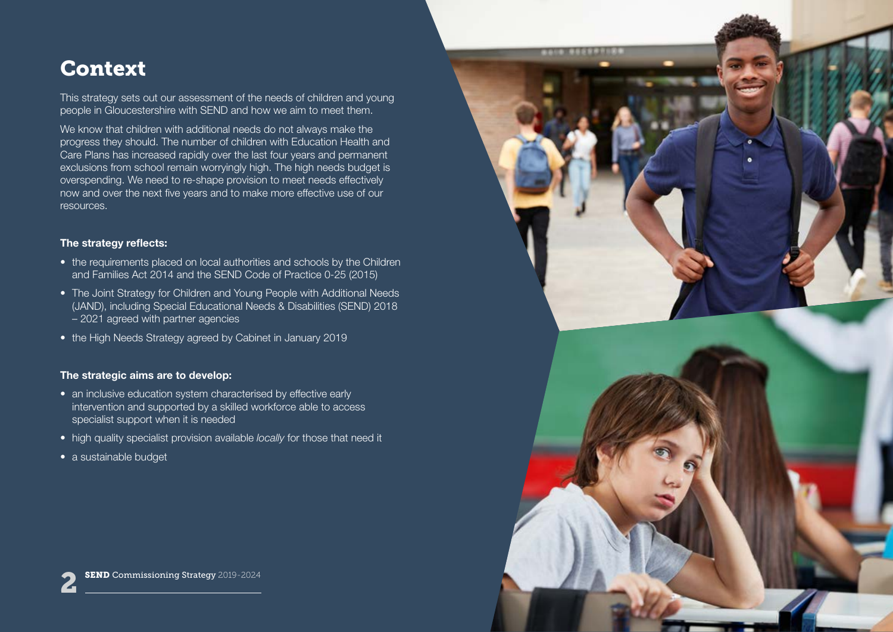# Context

This strategy sets out our assessment of the needs of children and young people in Gloucestershire with SEND and how we aim to meet them.

We know that children with additional needs do not always make the progress they should. The number of children with Education Health and Care Plans has increased rapidly over the last four years and permanent exclusions from school remain worryingly high. The high needs budget is overspending. We need to re-shape provision to meet needs effectively now and over the next five years and to make more effective use of our resources.

**The strategy reflects:**

- the requirements placed on local authorities and schools by the Children and Families Act 2014 and the SEND Code of Practice 0-25 (2015)
- The Joint Strategy for Children and Young People with Additional Needs (JAND), including Special Educational Needs & Disabilities (SEND) 2018 – 2021 agreed with partner agencies
- the High Needs Strategy agreed by Cabinet in January 2019

**The strategic aims are to develop:**

- an inclusive education system characterised by effective early intervention and supported by a skilled workforce able to access specialist support when it is needed
- high quality specialist provision available *locally* for those that need it
- a sustainable budget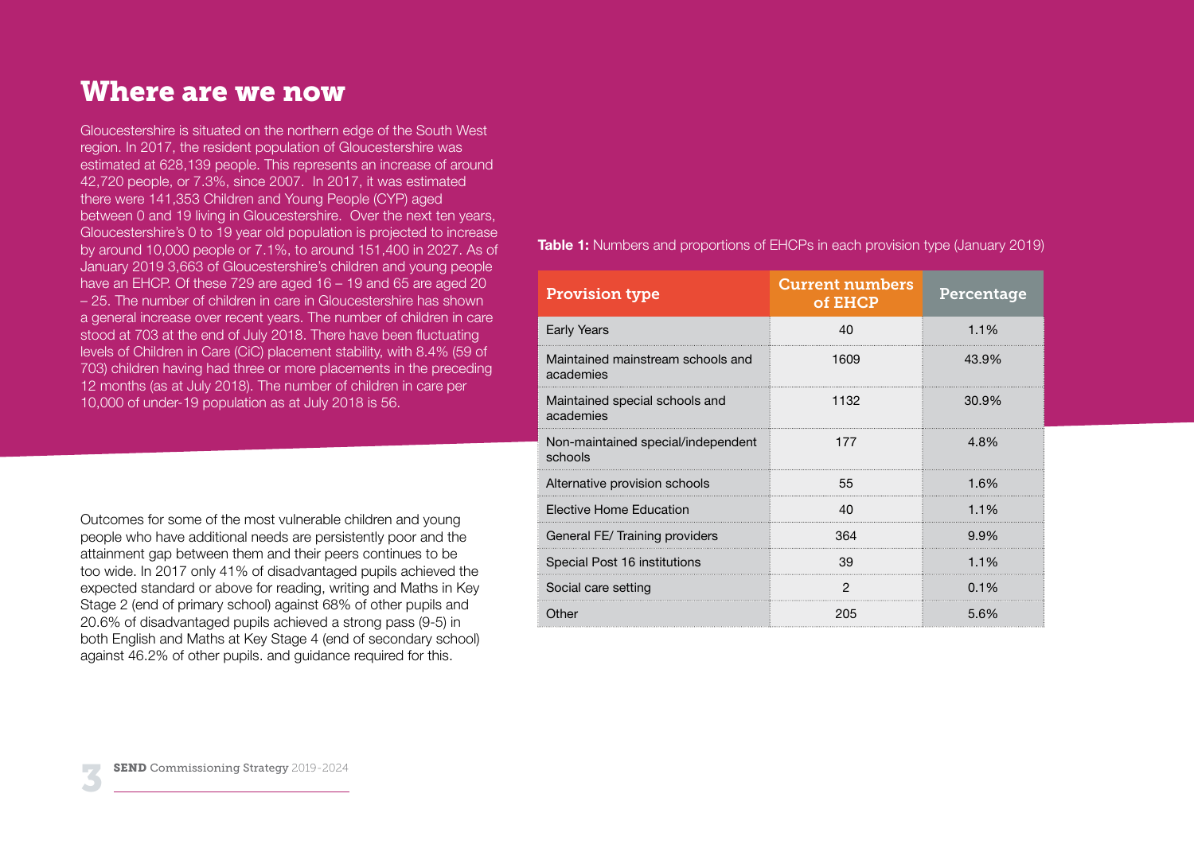# Where are we now

Gloucestershire is situated on the northern edge of the South West region. In 2017, the resident population of Gloucestershire was estimated at 628,139 people. This represents an increase of around 42,720 people, or 7.3%, since 2007. In 2017, it was estimated there were 141,353 Children and Young People (CYP) aged between 0 and 19 living in Gloucestershire. Over the next ten years, Gloucestershire's 0 to 19 year old population is projected to increase by around 10,000 people or 7.1%, to around 151,400 in 2027. As of January 2019 3,663 of Gloucestershire's children and young people have an EHCP. Of these 729 are aged 16 – 19 and 65 are aged 20 – 25. The number of children in care in Gloucestershire has shown a general increase over recent years. The number of children in care stood at 703 at the end of July 2018. There have been fluctuating levels of Children in Care (CiC) placement stability, with 8.4% (59 of 703) children having had three or more placements in the preceding 12 months (as at July 2018). The number of children in care per 10,000 of under-19 population as at July 2018 is 56.

Outcomes for some of the most vulnerable children and young people who have additional needs are persistently poor and the attainment gap between them and their peers continues to be too wide. In 2017 only 41% of disadvantaged pupils achieved the expected standard or above for reading, writing and Maths in Key Stage 2 (end of primary school) against 68% of other pupils and 20.6% of disadvantaged pupils achieved a strong pass (9-5) in both English and Maths at Key Stage 4 (end of secondary school) against 46.2% of other pupils. and guidance required for this.

**Table 1:** Numbers and proportions of EHCPs in each provision type (January 2019)

| Provision type | Current numbers of EHCP | Percentage |
|---|---|---|
| Early Years | 40 | 1.1% |
| Maintained mainstream schools and academies | 1609 | 43.9% |
| Maintained special schools and academies | 1132 | 30.9% |
| Non-maintained special/independent schools | 177 | 4.8% |
| Alternative provision schools | 55 | 1.6% |
| Elective Home Education | 40 | 1.1% |
| General FE/ Training providers | 364 | 9.9% |
| Special Post 16 institutions | 39 | 1.1% |
| Social care setting | 2 | 0.1% |
| Other | 205 | 5.6% |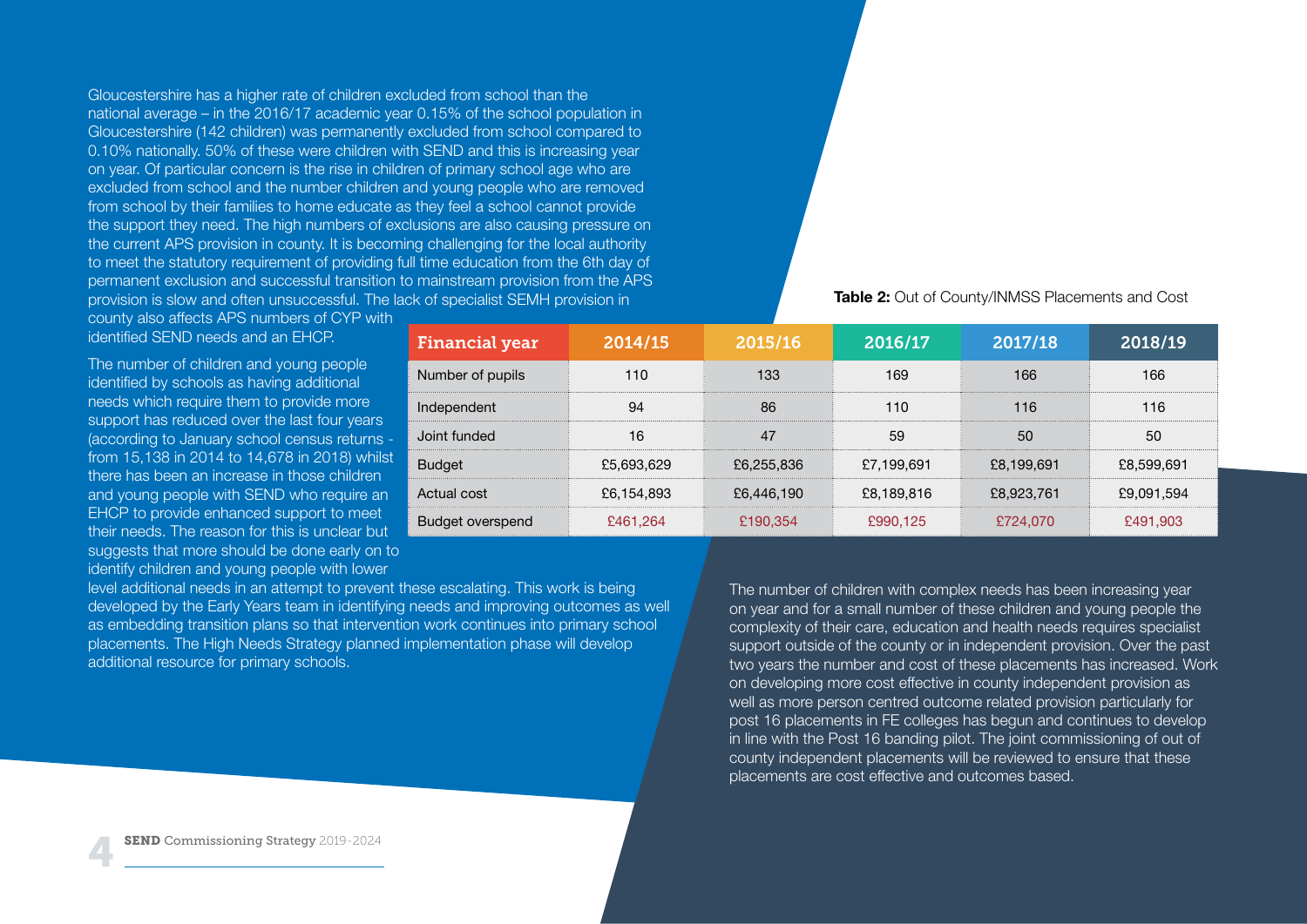Gloucestershire has a higher rate of children excluded from school than the national average – in the 2016/17 academic year 0.15% of the school population in Gloucestershire (142 children) was permanently excluded from school compared to 0.10% nationally. 50% of these were children with SEND and this is increasing year on year. Of particular concern is the rise in children of primary school age who are excluded from school and the number children and young people who are removed from school by their families to home educate as they feel a school cannot provide the support they need. The high numbers of exclusions are also causing pressure on the current APS provision in county. It is becoming challenging for the local authority to meet the statutory requirement of providing full time education from the 6th day of permanent exclusion and successful transition to mainstream provision from the APS provision is slow and often unsuccessful. The lack of specialist SEMH provision in county also affects APS numbers of CYP with identified SEND needs and an EHCP.

The number of children and young people identified by schools as having additional needs which require them to provide more support has reduced over the last four years (according to January school census returns - from 15,138 in 2014 to 14,678 in 2018) whilst there has been an increase in those children and young people with SEND who require an EHCP to provide enhanced support to meet their needs. The reason for this is unclear but suggests that more should be done early on to identify children and young people with lower level additional needs in an attempt to prevent these escalating. This work is being developed by the Early Years team in identifying needs and improving outcomes as well as embedding transition plans so that intervention work continues into primary school placements. The High Needs Strategy planned implementation phase will develop additional resource for primary schools.

**Table 2:** Out of County/INMSS Placements and Cost

| Financial year | 2014/15 | 2015/16 | 2016/17 | 2017/18 | 2018/19 |
|---|---|---|---|---|---|
| Number of pupils | 110 | 133 | 169 | 166 | 166 |
| Independent | 94 | 86 | 110 | 116 | 116 |
| Joint funded | 16 | 47 | 59 | 50 | 50 |
| Budget | £5,693,629 | £6,255,836 | £7,199,691 | £8,199,691 | £8,599,691 |
| Actual cost | £6,154,893 | £6,446,190 | £8,189,816 | £8,923,761 | £9,091,594 |
| Budget overspend | £461,264 | £190,354 | £990,125 | £724,070 | £491,903 |

The number of children with complex needs has been increasing year on year and for a small number of these children and young people the complexity of their care, education and health needs requires specialist support outside of the county or in independent provision. Over the past two years the number and cost of these placements has increased. Work on developing more cost effective in county independent provision as well as more person centred outcome related provision particularly for post 16 placements in FE colleges has begun and continues to develop in line with the Post 16 banding pilot. The joint commissioning of out of county independent placements will be reviewed to ensure that these placements are cost effective and outcomes based.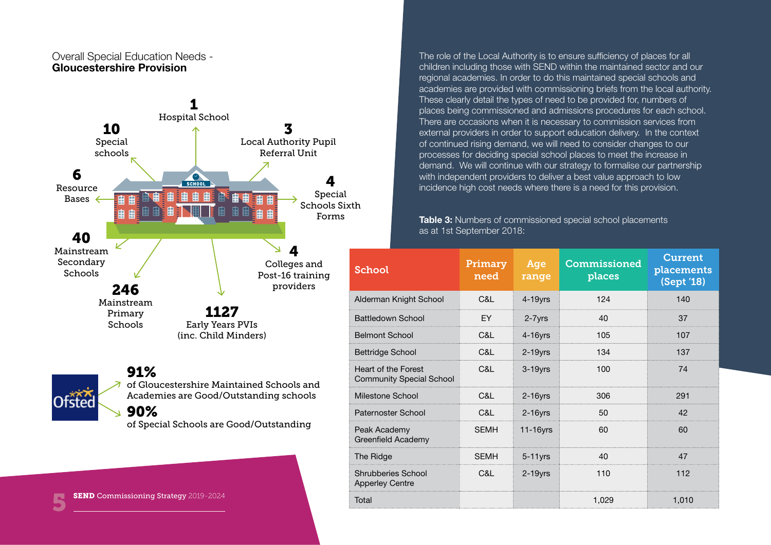Overall Special Education Needs -
**Gloucestershire Provision**

**1** Hospital School

**10** Special schools

**3** Local Authority Pupil Referral Unit

**6** Resource Bases

**4** Special Schools Sixth Forms

**40** Mainstream Secondary Schools

**4** Colleges and Post-16 training providers

**246** Mainstream Primary Schools

**1127** Early Years PVIs (inc. Child Minders)

Ofsted

**91%** of Gloucestershire Maintained Schools and Academies are Good/Outstanding schools

**90%** of Special Schools are Good/Outstanding

The role of the Local Authority is to ensure sufficiency of places for all children including those with SEND within the maintained sector and our regional academies. In order to do this maintained special schools and academies are provided with commissioning briefs from the local authority. These clearly detail the types of need to be provided for, numbers of places being commissioned and admissions procedures for each school. There are occasions when it is necessary to commission services from external providers in order to support education delivery. In the context of continued rising demand, we will need to consider changes to our processes for deciding special school places to meet the increase in demand. We will continue with our strategy to formalise our partnership with independent providers to deliver a best value approach to low incidence high cost needs where there is a need for this provision.

**Table 3:** Numbers of commissioned special school placements as at 1st September 2018:

| School | Primary need | Age range | Commissioned places | Current placements (Sept '18) |
|---|---|---|---|---|
| Alderman Knight School | C&L | 4-19yrs | 124 | 140 |
| Battledown School | EY | 2-7yrs | 40 | 37 |
| Belmont School | C&L | 4-16yrs | 105 | 107 |
| Bettridge School | C&L | 2-19yrs | 134 | 137 |
| Heart of the Forest Community Special School | C&L | 3-19yrs | 100 | 74 |
| Milestone School | C&L | 2-16yrs | 306 | 291 |
| Paternoster School | C&L | 2-16yrs | 50 | 42 |
| Peak Academy Greenfield Academy | SEMH | 11-16yrs | 60 | 60 |
| The Ridge | SEMH | 5-11yrs | 40 | 47 |
| Shrubberies School Apperley Centre | C&L | 2-19yrs | 110 | 112 |
| Total | | | 1,029 | 1,010 |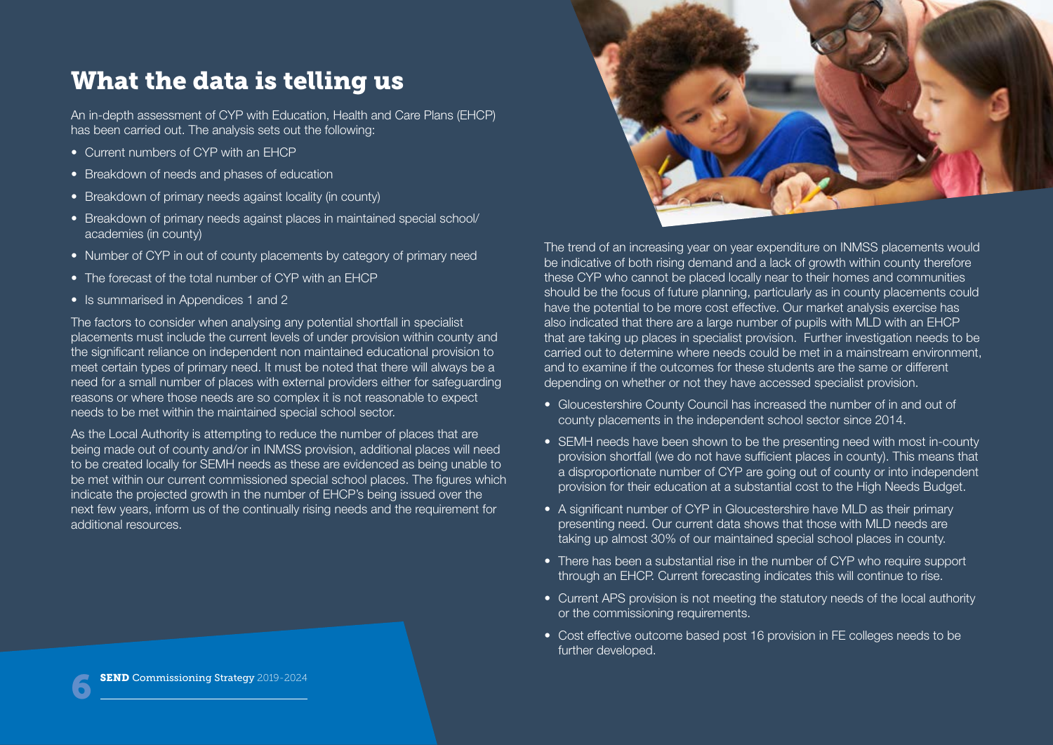# What the data is telling us

An in-depth assessment of CYP with Education, Health and Care Plans (EHCP) has been carried out. The analysis sets out the following:

- Current numbers of CYP with an EHCP
- Breakdown of needs and phases of education
- Breakdown of primary needs against locality (in county)
- Breakdown of primary needs against places in maintained special school/ academies (in county)
- Number of CYP in out of county placements by category of primary need
- The forecast of the total number of CYP with an EHCP
- Is summarised in Appendices 1 and 2

The factors to consider when analysing any potential shortfall in specialist placements must include the current levels of under provision within county and the significant reliance on independent non maintained educational provision to meet certain types of primary need. It must be noted that there will always be a need for a small number of places with external providers either for safeguarding reasons or where those needs are so complex it is not reasonable to expect needs to be met within the maintained special school sector.

As the Local Authority is attempting to reduce the number of places that are being made out of county and/or in INMSS provision, additional places will need to be created locally for SEMH needs as these are evidenced as being unable to be met within our current commissioned special school places. The figures which indicate the projected growth in the number of EHCP's being issued over the next few years, inform us of the continually rising needs and the requirement for additional resources.

The trend of an increasing year on year expenditure on INMSS placements would be indicative of both rising demand and a lack of growth within county therefore these CYP who cannot be placed locally near to their homes and communities should be the focus of future planning, particularly as in county placements could have the potential to be more cost effective. Our market analysis exercise has also indicated that there are a large number of pupils with MLD with an EHCP that are taking up places in specialist provision. Further investigation needs to be carried out to determine where needs could be met in a mainstream environment, and to examine if the outcomes for these students are the same or different depending on whether or not they have accessed specialist provision.

- Gloucestershire County Council has increased the number of in and out of county placements in the independent school sector since 2014.
- SEMH needs have been shown to be the presenting need with most in-county provision shortfall (we do not have sufficient places in county). This means that a disproportionate number of CYP are going out of county or into independent provision for their education at a substantial cost to the High Needs Budget.
- A significant number of CYP in Gloucestershire have MLD as their primary presenting need. Our current data shows that those with MLD needs are taking up almost 30% of our maintained special school places in county.
- There has been a substantial rise in the number of CYP who require support through an EHCP. Current forecasting indicates this will continue to rise.
- Current APS provision is not meeting the statutory needs of the local authority or the commissioning requirements.
- Cost effective outcome based post 16 provision in FE colleges needs to be further developed.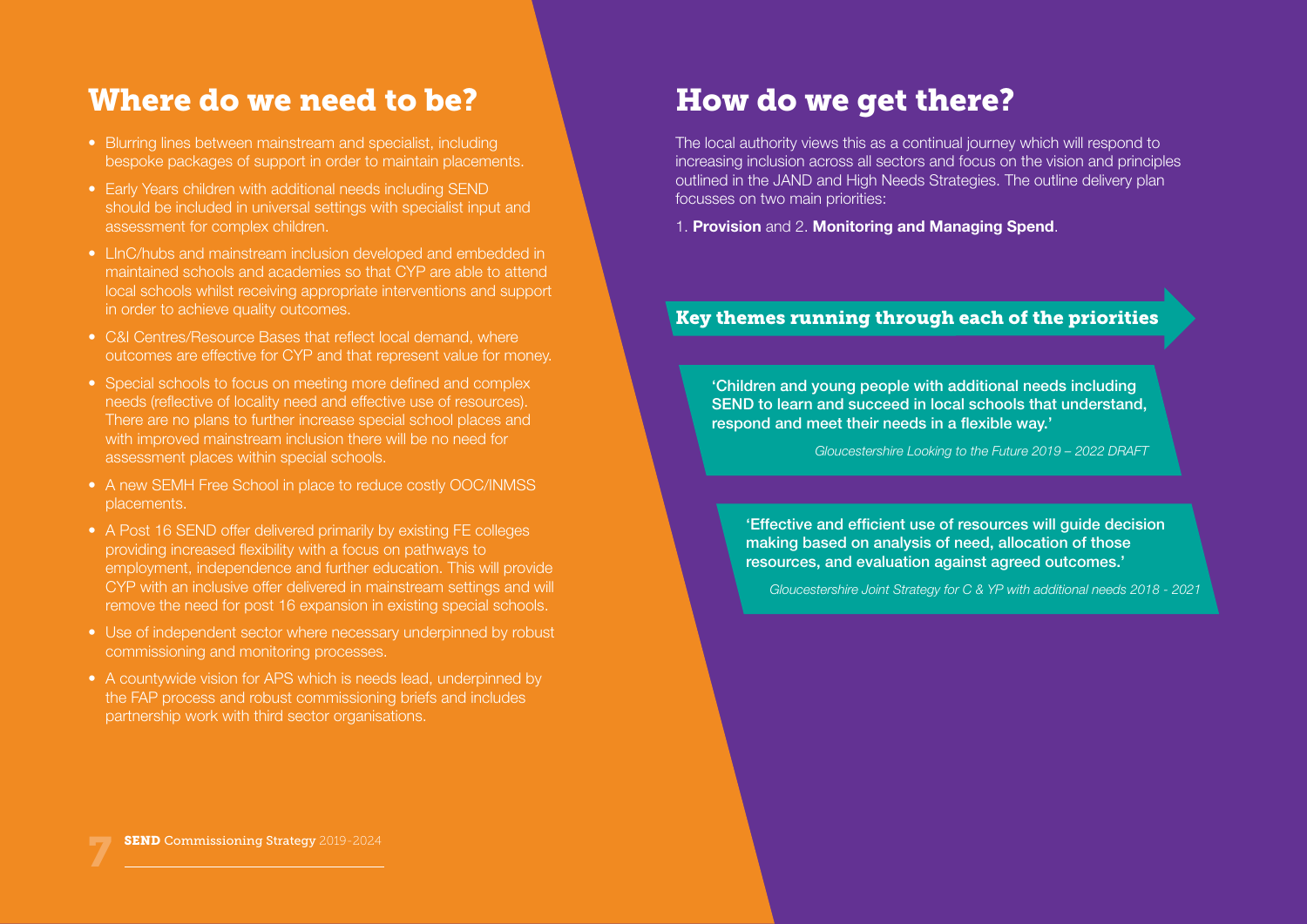## Where do we need to be?

- Blurring lines between mainstream and specialist, including bespoke packages of support in order to maintain placements.
- Early Years children with additional needs including SEND should be included in universal settings with specialist input and assessment for complex children.
- LInC/hubs and mainstream inclusion developed and embedded in maintained schools and academies so that CYP are able to attend local schools whilst receiving appropriate interventions and support in order to achieve quality outcomes.
- C&I Centres/Resource Bases that reflect local demand, where outcomes are effective for CYP and that represent value for money.
- Special schools to focus on meeting more defined and complex needs (reflective of locality need and effective use of resources). There are no plans to further increase special school places and with improved mainstream inclusion there will be no need for assessment places within special schools.
- A new SEMH Free School in place to reduce costly OOC/INMSS placements.
- A Post 16 SEND offer delivered primarily by existing FE colleges providing increased flexibility with a focus on pathways to employment, independence and further education. This will provide CYP with an inclusive offer delivered in mainstream settings and will remove the need for post 16 expansion in existing special schools.
- Use of independent sector where necessary underpinned by robust commissioning and monitoring processes.
- A countywide vision for APS which is needs lead, underpinned by the FAP process and robust commissioning briefs and includes partnership work with third sector organisations.

## How do we get there?

The local authority views this as a continual journey which will respond to increasing inclusion across all sectors and focus on the vision and principles outlined in the JAND and High Needs Strategies. The outline delivery plan focusses on two main priorities:

1. **Provision** and 2. **Monitoring and Managing Spend**.

### Key themes running through each of the priorities

**'Children and young people with additional needs including SEND to learn and succeed in local schools that understand, respond and meet their needs in a flexible way.'**

*Gloucestershire Looking to the Future 2019 – 2022 DRAFT*

**'Effective and efficient use of resources will guide decision making based on analysis of need, allocation of those resources, and evaluation against agreed outcomes.'**

*Gloucestershire Joint Strategy for C & YP with additional needs 2018 - 2021*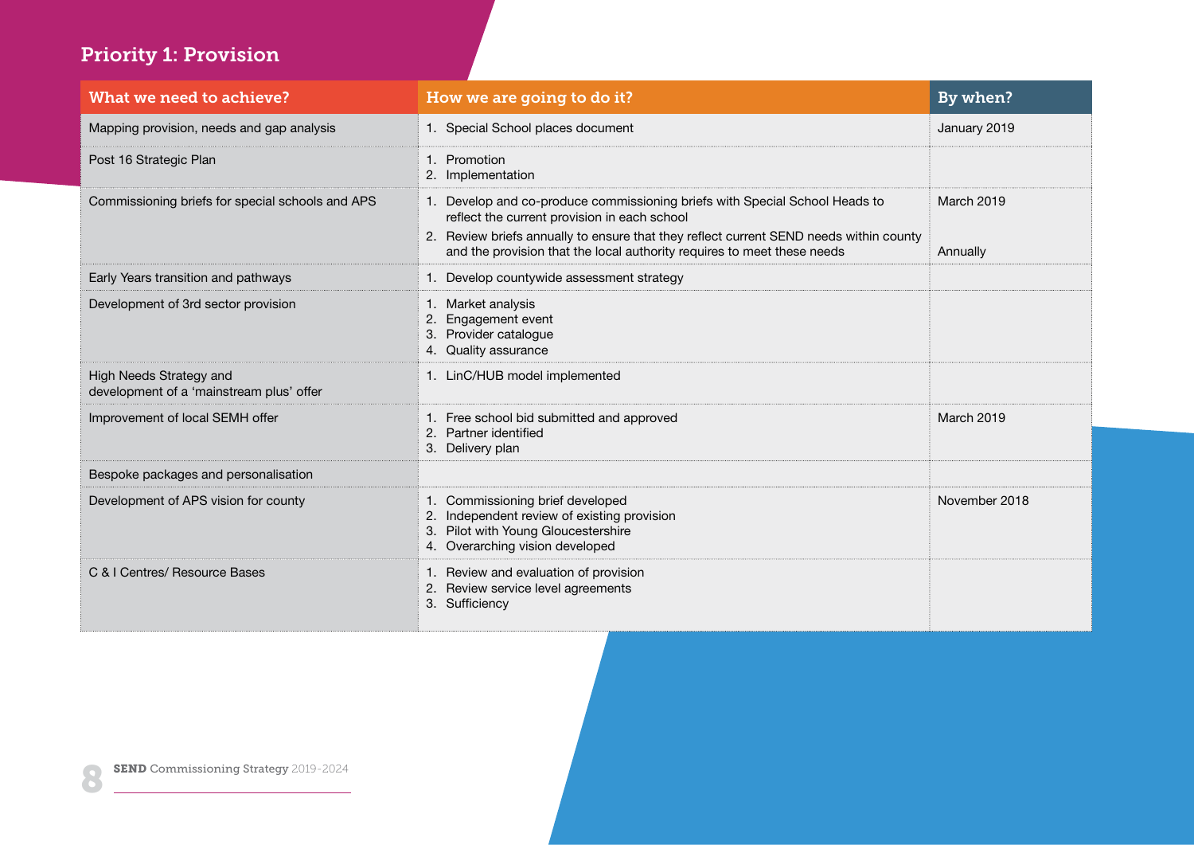## Priority 1: Provision

| What we need to achieve? | How we are going to do it? | By when? |
| --- | --- | --- |
| Mapping provision, needs and gap analysis | 1. Special School places document | January 2019 |
| Post 16 Strategic Plan | 1. Promotion<br>2. Implementation | |
| Commissioning briefs for special schools and APS | 1. Develop and co-produce commissioning briefs with Special School Heads to reflect the current provision in each school<br>2. Review briefs annually to ensure that they reflect current SEND needs within county and the provision that the local authority requires to meet these needs | March 2019<br><br>Annually |
| Early Years transition and pathways | 1. Develop countywide assessment strategy | |
| Development of 3rd sector provision | 1. Market analysis<br>2. Engagement event<br>3. Provider catalogue<br>4. Quality assurance | |
| High Needs Strategy and development of a 'mainstream plus' offer | 1. LinC/HUB model implemented | |
| Improvement of local SEMH offer | 1. Free school bid submitted and approved<br>2. Partner identified<br>3. Delivery plan | March 2019 |
| Bespoke packages and personalisation | | |
| Development of APS vision for county | 1. Commissioning brief developed<br>2. Independent review of existing provision<br>3. Pilot with Young Gloucestershire<br>4. Overarching vision developed | November 2018 |
| C & I Centres/ Resource Bases | 1. Review and evaluation of provision<br>2. Review service level agreements<br>3. Sufficiency | |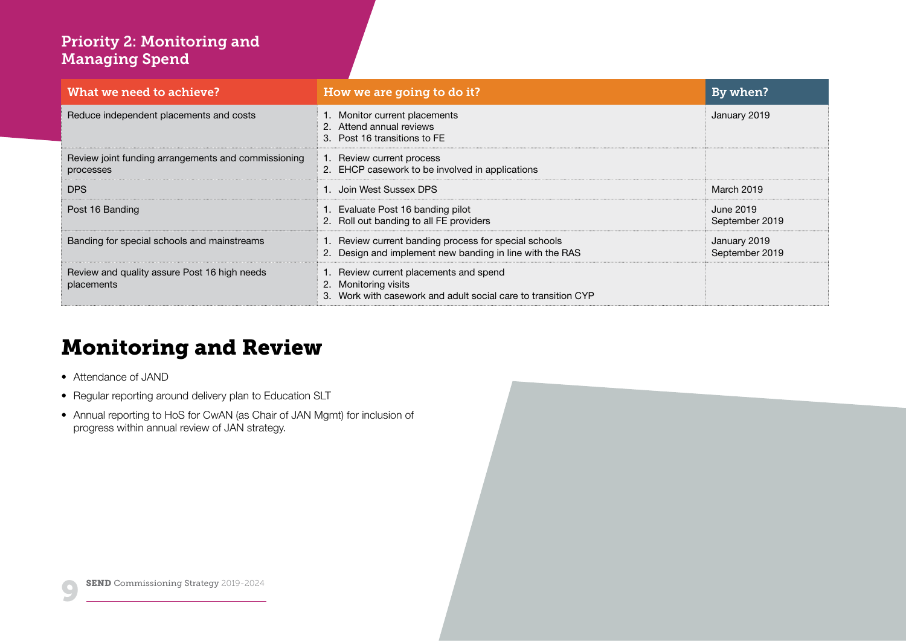## Priority 2: Monitoring and Managing Spend

| What we need to achieve? | How we are going to do it? | By when? |
| --- | --- | --- |
| Reduce independent placements and costs | 1. Monitor current placements<br>2. Attend annual reviews<br>3. Post 16 transitions to FE | January 2019 |
| Review joint funding arrangements and commissioning processes | 1. Review current process<br>2. EHCP casework to be involved in applications | |
| DPS | 1. Join West Sussex DPS | March 2019 |
| Post 16 Banding | 1. Evaluate Post 16 banding pilot<br>2. Roll out banding to all FE providers | June 2019<br>September 2019 |
| Banding for special schools and mainstreams | 1. Review current banding process for special schools<br>2. Design and implement new banding in line with the RAS | January 2019<br>September 2019 |
| Review and quality assure Post 16 high needs placements | 1. Review current placements and spend<br>2. Monitoring visits<br>3. Work with casework and adult social care to transition CYP | |

# Monitoring and Review

- Attendance of JAND
- Regular reporting around delivery plan to Education SLT
- Annual reporting to HoS for CwAN (as Chair of JAN Mgmt) for inclusion of progress within annual review of JAN strategy.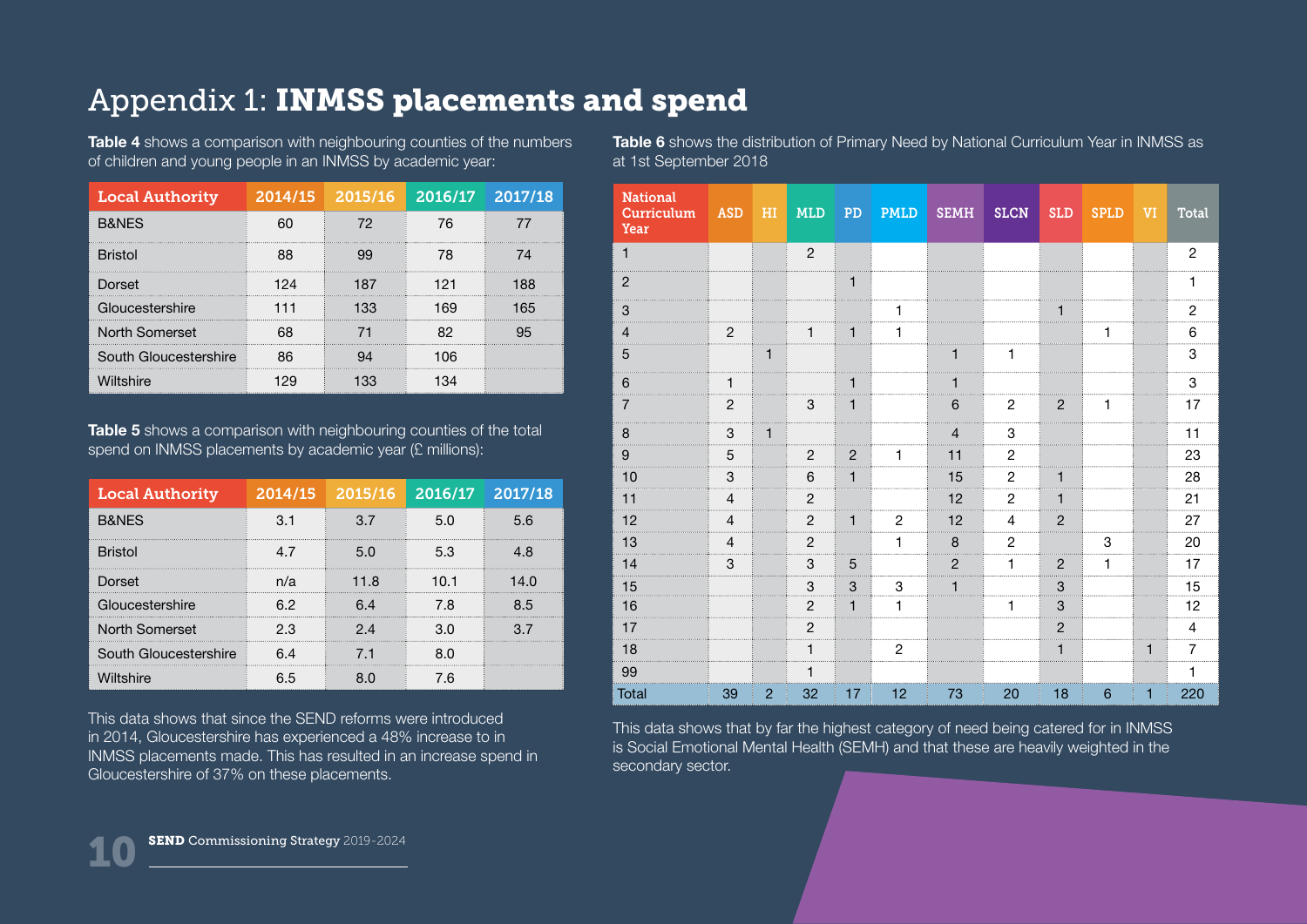# Appendix 1: **INMSS placements and spend**

**Table 4** shows a comparison with neighbouring counties of the numbers of children and young people in an INMSS by academic year:

| Local Authority | 2014/15 | 2015/16 | 2016/17 | 2017/18 |
|---|---|---|---|---|
| B&NES | 60 | 72 | 76 | 77 |
| Bristol | 88 | 99 | 78 | 74 |
| Dorset | 124 | 187 | 121 | 188 |
| Gloucestershire | 111 | 133 | 169 | 165 |
| North Somerset | 68 | 71 | 82 | 95 |
| South Gloucestershire | 86 | 94 | 106 | |
| Wiltshire | 129 | 133 | 134 | |

**Table 5** shows a comparison with neighbouring counties of the total spend on INMSS placements by academic year (£ millions):

| Local Authority | 2014/15 | 2015/16 | 2016/17 | 2017/18 |
|---|---|---|---|---|
| B&NES | 3.1 | 3.7 | 5.0 | 5.6 |
| Bristol | 4.7 | 5.0 | 5.3 | 4.8 |
| Dorset | n/a | 11.8 | 10.1 | 14.0 |
| Gloucestershire | 6.2 | 6.4 | 7.8 | 8.5 |
| North Somerset | 2.3 | 2.4 | 3.0 | 3.7 |
| South Gloucestershire | 6.4 | 7.1 | 8.0 | |
| Wiltshire | 6.5 | 8.0 | 7.6 | |

This data shows that since the SEND reforms were introduced in 2014, Gloucestershire has experienced a 48% increase to in INMSS placements made. This has resulted in an increase spend in Gloucestershire of 37% on these placements.

**Table 6** shows the distribution of Primary Need by National Curriculum Year in INMSS as at 1st September 2018

| National Curriculum Year | ASD | HI | MLD | PD | PMLD | SEMH | SLCN | SLD | SPLD | VI | Total |
|---|---|---|---|---|---|---|---|---|---|---|---|
| 1 | | | 2 | | | | | | | | 2 |
| 2 | | | | 1 | | | | | | | 1 |
| 3 | | | | | 1 | | | 1 | | | 2 |
| 4 | 2 | | 1 | 1 | 1 | | | | 1 | | 6 |
| 5 | | 1 | | | | 1 | 1 | | | | 3 |
| 6 | 1 | | | 1 | | 1 | | | | | 3 |
| 7 | 2 | | 3 | 1 | | 6 | 2 | 2 | 1 | | 17 |
| 8 | 3 | 1 | | | | 4 | 3 | | | | 11 |
| 9 | 5 | | 2 | 2 | 1 | 11 | 2 | | | | 23 |
| 10 | 3 | | 6 | 1 | | 15 | 2 | 1 | | | 28 |
| 11 | 4 | | 2 | | | 12 | 2 | 1 | | | 21 |
| 12 | 4 | | 2 | 1 | 2 | 12 | 4 | 2 | | | 27 |
| 13 | 4 | | 2 | | 1 | 8 | 2 | | 3 | | 20 |
| 14 | 3 | | 3 | 5 | | 2 | 1 | 2 | 1 | | 17 |
| 15 | | | 3 | 3 | 3 | 1 | | 3 | | | 15 |
| 16 | | | 2 | 1 | 1 | | 1 | 3 | | | 12 |
| 17 | | | 2 | | | | | 2 | | | 4 |
| 18 | | | 1 | | 2 | | | 1 | | 1 | 7 |
| 99 | | | 1 | | | | | | | | 1 |
| Total | 39 | 2 | 32 | 17 | 12 | 73 | 20 | 18 | 6 | 1 | 220 |

This data shows that by far the highest category of need being catered for in INMSS is Social Emotional Mental Health (SEMH) and that these are heavily weighted in the secondary sector.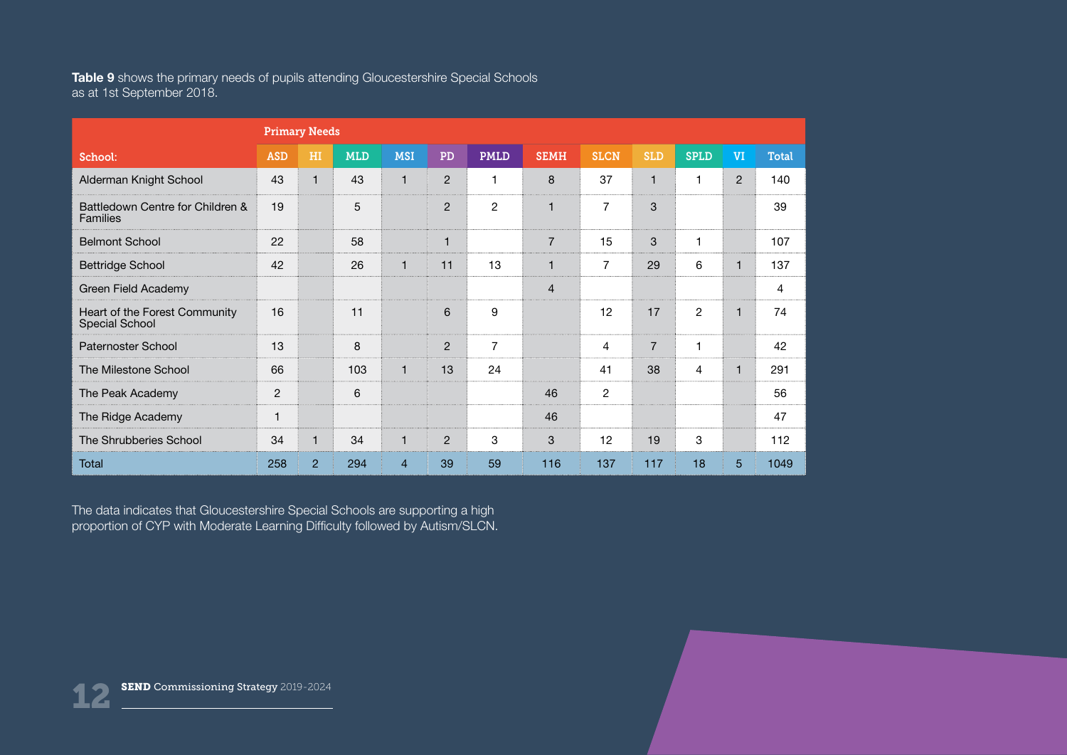**Table 9** shows the primary needs of pupils attending Gloucestershire Special Schools as at 1st September 2018.

| | Primary Needs | | | | | | | | | | | |
|---|---|---|---|---|---|---|---|---|---|---|---|---|
| School: | ASD | HI | MLD | MSI | PD | PMLD | SEMH | SLCN | SLD | SPLD | VI | Total |
| Alderman Knight School | 43 | 1 | 43 | 1 | 2 | 1 | 8 | 37 | 1 | 1 | 2 | 140 |
| Battledown Centre for Children & Families | 19 | | 5 | | 2 | 2 | 1 | 7 | 3 | | | 39 |
| Belmont School | 22 | | 58 | | 1 | | 7 | 15 | 3 | 1 | | 107 |
| Bettridge School | 42 | | 26 | 1 | 11 | 13 | 1 | 7 | 29 | 6 | 1 | 137 |
| Green Field Academy | | | | | | | 4 | | | | | 4 |
| Heart of the Forest Community Special School | 16 | | 11 | | 6 | 9 | | 12 | 17 | 2 | 1 | 74 |
| Paternoster School | 13 | | 8 | | 2 | 7 | | 4 | 7 | 1 | | 42 |
| The Milestone School | 66 | | 103 | 1 | 13 | 24 | | 41 | 38 | 4 | 1 | 291 |
| The Peak Academy | 2 | | 6 | | | | 46 | 2 | | | | 56 |
| The Ridge Academy | 1 | | | | | | 46 | | | | | 47 |
| The Shrubberies School | 34 | 1 | 34 | 1 | 2 | 3 | 3 | 12 | 19 | 3 | | 112 |
| Total | 258 | 2 | 294 | 4 | 39 | 59 | 116 | 137 | 117 | 18 | 5 | 1049 |

The data indicates that Gloucestershire Special Schools are supporting a high proportion of CYP with Moderate Learning Difficulty followed by Autism/SLCN.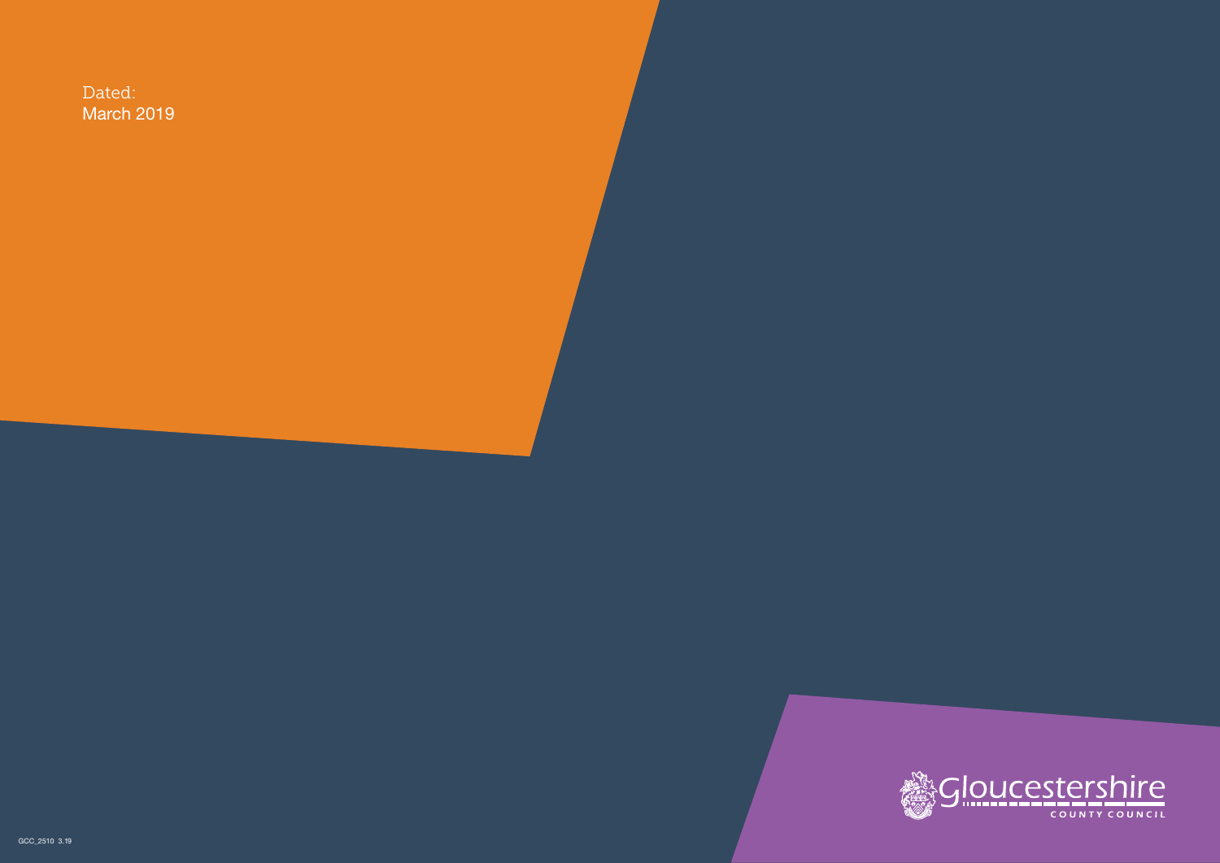Dated:
March 2019

Gloucestershire
COUNTY COUNCIL

GCC_2510 3.19